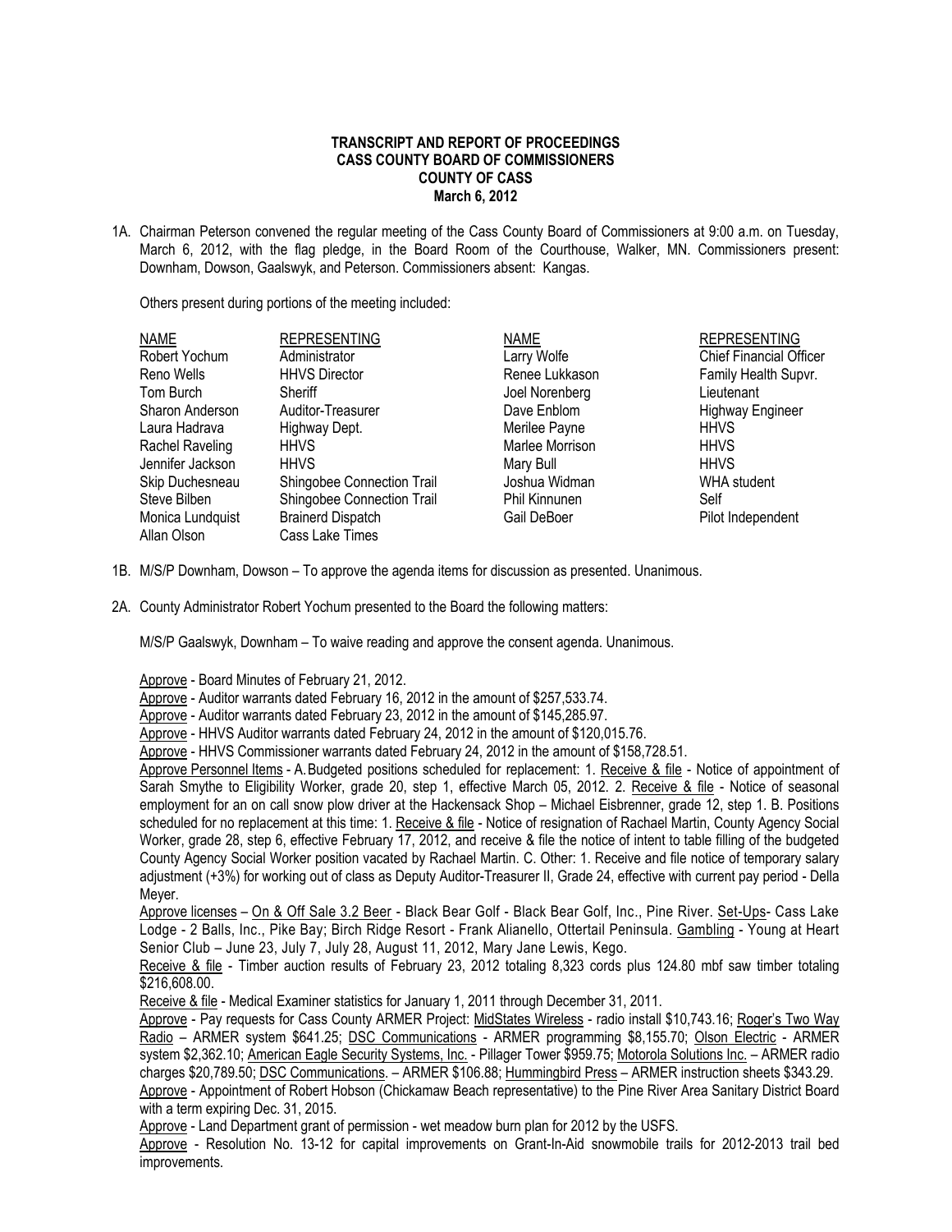**TRANSCRIPT AND REPORT OF PROCEEDINGS**
**CASS COUNTY BOARD OF COMMISSIONERS**
**COUNTY OF CASS**
**March 6, 2012**

1A. Chairman Peterson convened the regular meeting of the Cass County Board of Commissioners at 9:00 a.m. on Tuesday, March 6, 2012, with the flag pledge, in the Board Room of the Courthouse, Walker, MN. Commissioners present: Downham, Dowson, Gaalswyk, and Peterson. Commissioners absent: Kangas.

Others present during portions of the meeting included:

| NAME | REPRESENTING | NAME | REPRESENTING |
|---|---|---|---|
| Robert Yochum | Administrator | Larry Wolfe | Chief Financial Officer |
| Reno Wells | HHVS Director | Renee Lukkason | Family Health Supvr. |
| Tom Burch | Sheriff | Joel Norenberg | Lieutenant |
| Sharon Anderson | Auditor-Treasurer | Dave Enblom | Highway Engineer |
| Laura Hadrava | Highway Dept. | Merilee Payne | HHVS |
| Rachel Raveling | HHVS | Marlee Morrison | HHVS |
| Jennifer Jackson | HHVS | Mary Bull | HHVS |
| Skip Duchesneau | Shingobee Connection Trail | Joshua Widman | WHA student |
| Steve Bilben | Shingobee Connection Trail | Phil Kinnunen | Self |
| Monica Lundquist | Brainerd Dispatch | Gail DeBoer | Pilot Independent |
| Allan Olson | Cass Lake Times | | |

1B. M/S/P Downham, Dowson – To approve the agenda items for discussion as presented. Unanimous.

2A. County Administrator Robert Yochum presented to the Board the following matters:

M/S/P Gaalswyk, Downham – To waive reading and approve the consent agenda. Unanimous.

Approve - Board Minutes of February 21, 2012.
Approve - Auditor warrants dated February 16, 2012 in the amount of $257,533.74.
Approve - Auditor warrants dated February 23, 2012 in the amount of $145,285.97.
Approve - HHVS Auditor warrants dated February 24, 2012 in the amount of $120,015.76.
Approve - HHVS Commissioner warrants dated February 24, 2012 in the amount of $158,728.51.
Approve Personnel Items - A. Budgeted positions scheduled for replacement: 1. Receive & file - Notice of appointment of Sarah Smythe to Eligibility Worker, grade 20, step 1, effective March 05, 2012. 2. Receive & file - Notice of seasonal employment for an on call snow plow driver at the Hackensack Shop – Michael Eisbrenner, grade 12, step 1. B. Positions scheduled for no replacement at this time: 1. Receive & file - Notice of resignation of Rachael Martin, County Agency Social Worker, grade 28, step 6, effective February 17, 2012, and receive & file the notice of intent to table filling of the budgeted County Agency Social Worker position vacated by Rachael Martin. C. Other: 1. Receive and file notice of temporary salary adjustment (+3%) for working out of class as Deputy Auditor-Treasurer II, Grade 24, effective with current pay period - Della Meyer.
Approve licenses – On & Off Sale 3.2 Beer - Black Bear Golf - Black Bear Golf, Inc., Pine River. Set-Ups- Cass Lake Lodge - 2 Balls, Inc., Pike Bay; Birch Ridge Resort - Frank Alianello, Ottertail Peninsula. Gambling - Young at Heart Senior Club – June 23, July 7, July 28, August 11, 2012, Mary Jane Lewis, Kego.
Receive & file - Timber auction results of February 23, 2012 totaling 8,323 cords plus 124.80 mbf saw timber totaling $216,608.00.
Receive & file - Medical Examiner statistics for January 1, 2011 through December 31, 2011.
Approve - Pay requests for Cass County ARMER Project: MidStates Wireless - radio install $10,743.16; Roger's Two Way Radio – ARMER system $641.25; DSC Communications - ARMER programming $8,155.70; Olson Electric - ARMER system $2,362.10; American Eagle Security Systems, Inc. - Pillager Tower $959.75; Motorola Solutions Inc. – ARMER radio charges $20,789.50; DSC Communications. – ARMER $106.88; Hummingbird Press – ARMER instruction sheets $343.29.
Approve - Appointment of Robert Hobson (Chickamaw Beach representative) to the Pine River Area Sanitary District Board with a term expiring Dec. 31, 2015.
Approve - Land Department grant of permission - wet meadow burn plan for 2012 by the USFS.
Approve - Resolution No. 13-12 for capital improvements on Grant-In-Aid snowmobile trails for 2012-2013 trail bed improvements.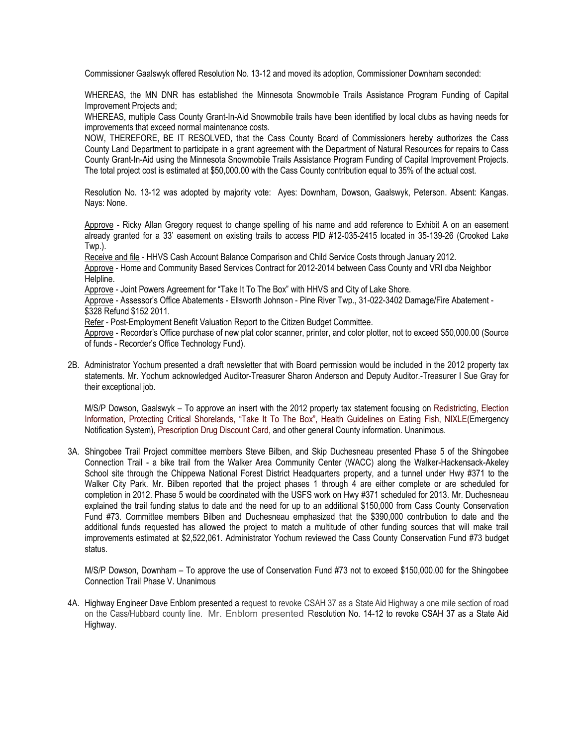Commissioner Gaalswyk offered Resolution No. 13-12 and moved its adoption, Commissioner Downham seconded:

WHEREAS, the MN DNR has established the Minnesota Snowmobile Trails Assistance Program Funding of Capital Improvement Projects and;

WHEREAS, multiple Cass County Grant-In-Aid Snowmobile trails have been identified by local clubs as having needs for improvements that exceed normal maintenance costs.

NOW, THEREFORE, BE IT RESOLVED, that the Cass County Board of Commissioners hereby authorizes the Cass County Land Department to participate in a grant agreement with the Department of Natural Resources for repairs to Cass County Grant-In-Aid using the Minnesota Snowmobile Trails Assistance Program Funding of Capital Improvement Projects. The total project cost is estimated at $50,000.00 with the Cass County contribution equal to 35% of the actual cost.

Resolution No. 13-12 was adopted by majority vote: Ayes: Downham, Dowson, Gaalswyk, Peterson. Absent: Kangas. Nays: None.

Approve - Ricky Allan Gregory request to change spelling of his name and add reference to Exhibit A on an easement already granted for a 33' easement on existing trails to access PID #12-035-2415 located in 35-139-26 (Crooked Lake Twp.).

Receive and file - HHVS Cash Account Balance Comparison and Child Service Costs through January 2012.

Approve - Home and Community Based Services Contract for 2012-2014 between Cass County and VRI dba Neighbor Helpline.

Approve - Joint Powers Agreement for "Take It To The Box" with HHVS and City of Lake Shore.

Approve - Assessor's Office Abatements - Ellsworth Johnson - Pine River Twp., 31-022-3402 Damage/Fire Abatement - $328 Refund $152 2011.

Refer - Post-Employment Benefit Valuation Report to the Citizen Budget Committee.

Approve - Recorder's Office purchase of new plat color scanner, printer, and color plotter, not to exceed $50,000.00 (Source of funds - Recorder's Office Technology Fund).

2B. Administrator Yochum presented a draft newsletter that with Board permission would be included in the 2012 property tax statements. Mr. Yochum acknowledged Auditor-Treasurer Sharon Anderson and Deputy Auditor.-Treasurer I Sue Gray for their exceptional job.

M/S/P Dowson, Gaalswyk – To approve an insert with the 2012 property tax statement focusing on Redistricting, Election Information, Protecting Critical Shorelands, "Take It To The Box", Health Guidelines on Eating Fish, NIXLE(Emergency Notification System), Prescription Drug Discount Card, and other general County information. Unanimous.

3A. Shingobee Trail Project committee members Steve Bilben, and Skip Duchesneau presented Phase 5 of the Shingobee Connection Trail - a bike trail from the Walker Area Community Center (WACC) along the Walker-Hackensack-Akeley School site through the Chippewa National Forest District Headquarters property, and a tunnel under Hwy #371 to the Walker City Park. Mr. Bilben reported that the project phases 1 through 4 are either complete or are scheduled for completion in 2012. Phase 5 would be coordinated with the USFS work on Hwy #371 scheduled for 2013. Mr. Duchesneau explained the trail funding status to date and the need for up to an additional $150,000 from Cass County Conservation Fund #73. Committee members Bilben and Duchesneau emphasized that the $390,000 contribution to date and the additional funds requested has allowed the project to match a multitude of other funding sources that will make trail improvements estimated at $2,522,061. Administrator Yochum reviewed the Cass County Conservation Fund #73 budget status.

M/S/P Dowson, Downham – To approve the use of Conservation Fund #73 not to exceed $150,000.00 for the Shingobee Connection Trail Phase V. Unanimous

4A. Highway Engineer Dave Enblom presented a request to revoke CSAH 37 as a State Aid Highway a one mile section of road on the Cass/Hubbard county line. Mr. Enblom presented Resolution No. 14-12 to revoke CSAH 37 as a State Aid Highway.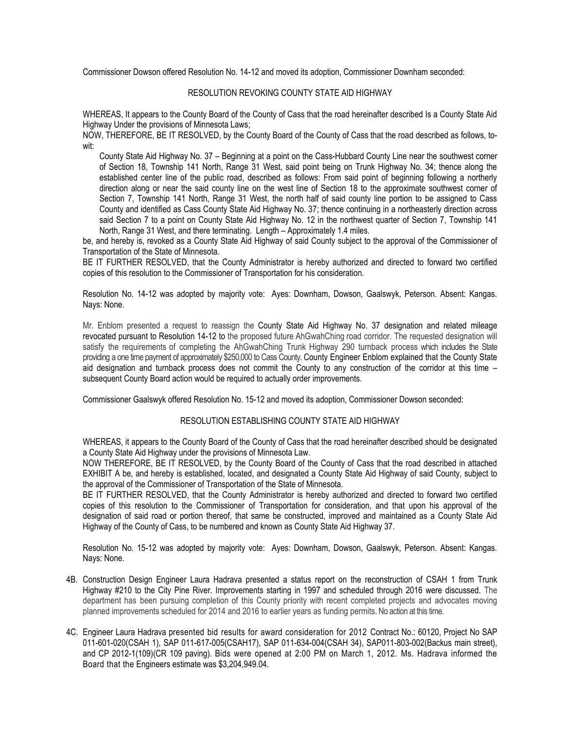Commissioner Dowson offered Resolution No. 14-12 and moved its adoption, Commissioner Downham seconded:

RESOLUTION REVOKING COUNTY STATE AID HIGHWAY

WHEREAS, It appears to the County Board of the County of Cass that the road hereinafter described Is a County State Aid Highway Under the provisions of Minnesota Laws;
NOW, THEREFORE, BE IT RESOLVED, by the County Board of the County of Cass that the road described as follows, to-wit:

> County State Aid Highway No. 37 – Beginning at a point on the Cass-Hubbard County Line near the southwest corner of Section 18, Township 141 North, Range 31 West, said point being on Trunk Highway No. 34; thence along the established center line of the public road, described as follows: From said point of beginning following a northerly direction along or near the said county line on the west line of Section 18 to the approximate southwest corner of Section 7, Township 141 North, Range 31 West, the north half of said county line portion to be assigned to Cass County and identified as Cass County State Aid Highway No. 37; thence continuing in a northeasterly direction across said Section 7 to a point on County State Aid Highway No. 12 in the northwest quarter of Section 7, Township 141 North, Range 31 West, and there terminating. Length – Approximately 1.4 miles.

be, and hereby is, revoked as a County State Aid Highway of said County subject to the approval of the Commissioner of Transportation of the State of Minnesota.
BE IT FURTHER RESOLVED, that the County Administrator is hereby authorized and directed to forward two certified copies of this resolution to the Commissioner of Transportation for his consideration.

Resolution No. 14-12 was adopted by majority vote: Ayes: Downham, Dowson, Gaalswyk, Peterson. Absent: Kangas. Nays: None.

Mr. Enblom presented a request to reassign the County State Aid Highway No. 37 designation and related mileage revocated pursuant to Resolution 14-12 to the proposed future AhGwahChing road corridor. The requested designation will satisfy the requirements of completing the AhGwahChing Trunk Highway 290 turnback process which includes the State providing a one time payment of approximately $250,000 to Cass County. County Engineer Enblom explained that the County State aid designation and turnback process does not commit the County to any construction of the corridor at this time – subsequent County Board action would be required to actually order improvements.

Commissioner Gaalswyk offered Resolution No. 15-12 and moved its adoption, Commissioner Dowson seconded:

RESOLUTION ESTABLISHING COUNTY STATE AID HIGHWAY

WHEREAS, it appears to the County Board of the County of Cass that the road hereinafter described should be designated a County State Aid Highway under the provisions of Minnesota Law.
NOW THEREFORE, BE IT RESOLVED, by the County Board of the County of Cass that the road described in attached EXHIBIT A be, and hereby is established, located, and designated a County State Aid Highway of said County, subject to the approval of the Commissioner of Transportation of the State of Minnesota.
BE IT FURTHER RESOLVED, that the County Administrator is hereby authorized and directed to forward two certified copies of this resolution to the Commissioner of Transportation for consideration, and that upon his approval of the designation of said road or portion thereof, that same be constructed, improved and maintained as a County State Aid Highway of the County of Cass, to be numbered and known as County State Aid Highway 37.

Resolution No. 15-12 was adopted by majority vote: Ayes: Downham, Dowson, Gaalswyk, Peterson. Absent: Kangas. Nays: None.

4B. Construction Design Engineer Laura Hadrava presented a status report on the reconstruction of CSAH 1 from Trunk Highway #210 to the City Pine River. Improvements starting in 1997 and scheduled through 2016 were discussed. The department has been pursuing completion of this County priority with recent completed projects and advocates moving planned improvements scheduled for 2014 and 2016 to earlier years as funding permits. No action at this time.

4C. Engineer Laura Hadrava presented bid results for award consideration for 2012 Contract No.: 60120, Project No SAP 011-601-020(CSAH 1), SAP 011-617-005(CSAH17), SAP 011-634-004(CSAH 34), SAP011-803-002(Backus main street), and CP 2012-1(109)(CR 109 paving). Bids were opened at 2:00 PM on March 1, 2012. Ms. Hadrava informed the Board that the Engineers estimate was $3,204,949.04.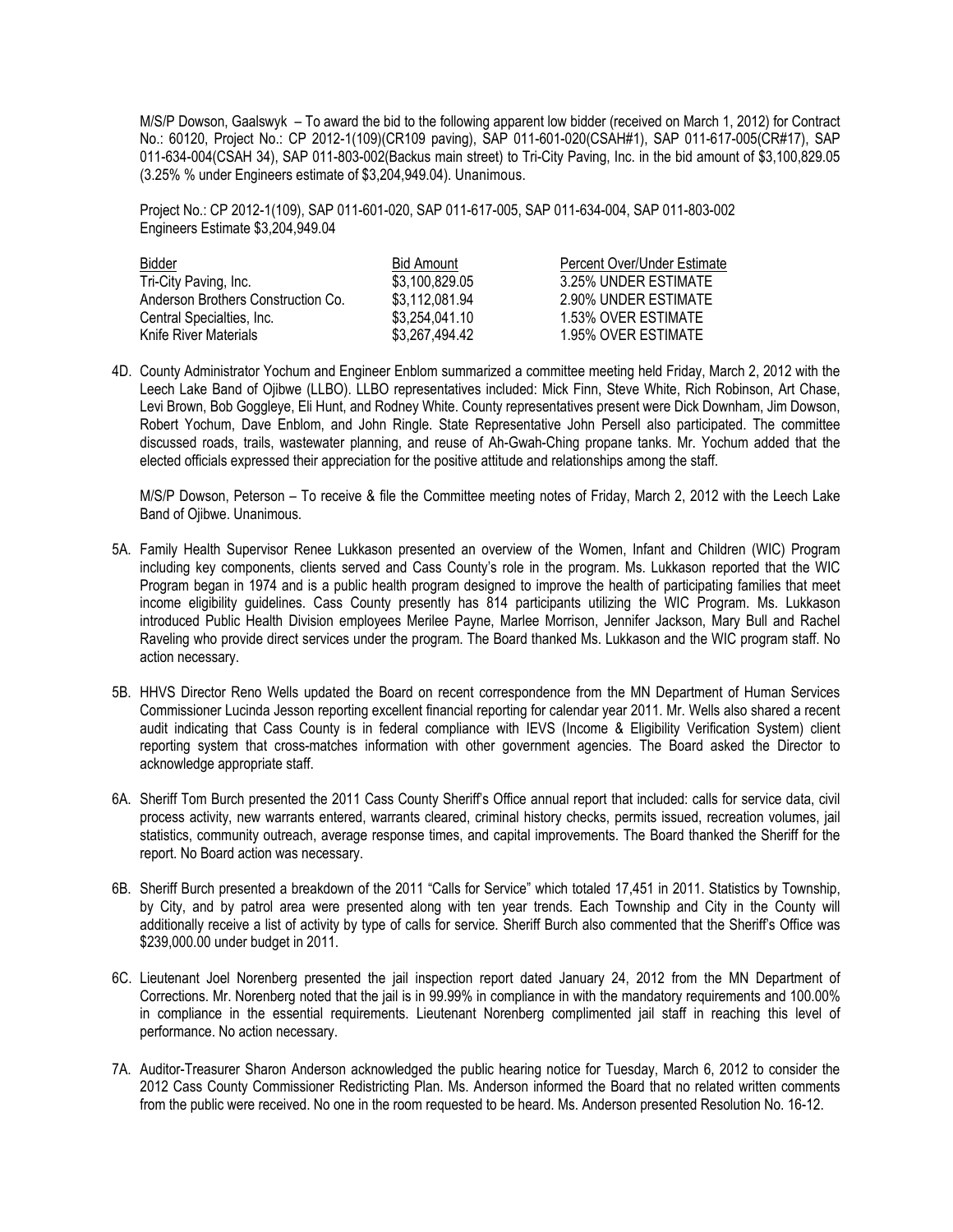M/S/P Dowson, Gaalswyk – To award the bid to the following apparent low bidder (received on March 1, 2012) for Contract No.: 60120, Project No.: CP 2012-1(109)(CR109 paving), SAP 011-601-020(CSAH#1), SAP 011-617-005(CR#17), SAP 011-634-004(CSAH 34), SAP 011-803-002(Backus main street) to Tri-City Paving, Inc. in the bid amount of $3,100,829.05 (3.25% % under Engineers estimate of $3,204,949.04). Unanimous.

Project No.: CP 2012-1(109), SAP 011-601-020, SAP 011-617-005, SAP 011-634-004, SAP 011-803-002
Engineers Estimate $3,204,949.04

| Bidder | Bid Amount | Percent Over/Under Estimate |
|---|---|---|
| Tri-City Paving, Inc. | $3,100,829.05 | 3.25% UNDER ESTIMATE |
| Anderson Brothers Construction Co. | $3,112,081.94 | 2.90% UNDER ESTIMATE |
| Central Specialties, Inc. | $3,254,041.10 | 1.53% OVER ESTIMATE |
| Knife River Materials | $3,267,494.42 | 1.95% OVER ESTIMATE |

4D. County Administrator Yochum and Engineer Enblom summarized a committee meeting held Friday, March 2, 2012 with the Leech Lake Band of Ojibwe (LLBO). LLBO representatives included: Mick Finn, Steve White, Rich Robinson, Art Chase, Levi Brown, Bob Goggleye, Eli Hunt, and Rodney White. County representatives present were Dick Downham, Jim Dowson, Robert Yochum, Dave Enblom, and John Ringle. State Representative John Persell also participated. The committee discussed roads, trails, wastewater planning, and reuse of Ah-Gwah-Ching propane tanks. Mr. Yochum added that the elected officials expressed their appreciation for the positive attitude and relationships among the staff.

M/S/P Dowson, Peterson – To receive & file the Committee meeting notes of Friday, March 2, 2012 with the Leech Lake Band of Ojibwe. Unanimous.

5A. Family Health Supervisor Renee Lukkason presented an overview of the Women, Infant and Children (WIC) Program including key components, clients served and Cass County's role in the program. Ms. Lukkason reported that the WIC Program began in 1974 and is a public health program designed to improve the health of participating families that meet income eligibility guidelines. Cass County presently has 814 participants utilizing the WIC Program. Ms. Lukkason introduced Public Health Division employees Merilee Payne, Marlee Morrison, Jennifer Jackson, Mary Bull and Rachel Raveling who provide direct services under the program. The Board thanked Ms. Lukkason and the WIC program staff. No action necessary.

5B. HHVS Director Reno Wells updated the Board on recent correspondence from the MN Department of Human Services Commissioner Lucinda Jesson reporting excellent financial reporting for calendar year 2011. Mr. Wells also shared a recent audit indicating that Cass County is in federal compliance with IEVS (Income & Eligibility Verification System) client reporting system that cross-matches information with other government agencies. The Board asked the Director to acknowledge appropriate staff.

6A. Sheriff Tom Burch presented the 2011 Cass County Sheriff's Office annual report that included: calls for service data, civil process activity, new warrants entered, warrants cleared, criminal history checks, permits issued, recreation volumes, jail statistics, community outreach, average response times, and capital improvements. The Board thanked the Sheriff for the report. No Board action was necessary.

6B. Sheriff Burch presented a breakdown of the 2011 "Calls for Service" which totaled 17,451 in 2011. Statistics by Township, by City, and by patrol area were presented along with ten year trends. Each Township and City in the County will additionally receive a list of activity by type of calls for service. Sheriff Burch also commented that the Sheriff's Office was $239,000.00 under budget in 2011.

6C. Lieutenant Joel Norenberg presented the jail inspection report dated January 24, 2012 from the MN Department of Corrections. Mr. Norenberg noted that the jail is in 99.99% in compliance in with the mandatory requirements and 100.00% in compliance in the essential requirements. Lieutenant Norenberg complimented jail staff in reaching this level of performance. No action necessary.

7A. Auditor-Treasurer Sharon Anderson acknowledged the public hearing notice for Tuesday, March 6, 2012 to consider the 2012 Cass County Commissioner Redistricting Plan. Ms. Anderson informed the Board that no related written comments from the public were received. No one in the room requested to be heard. Ms. Anderson presented Resolution No. 16-12.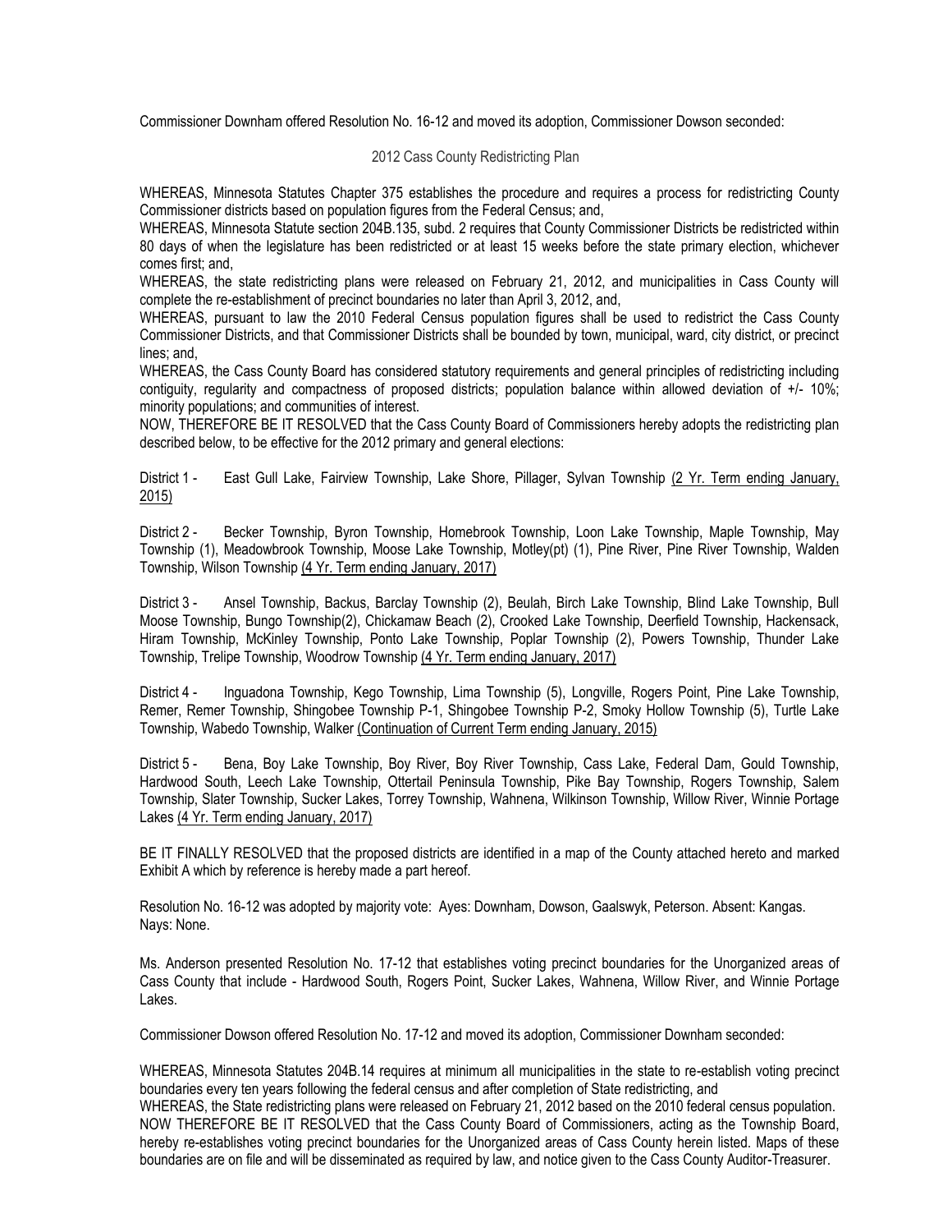Commissioner Downham offered Resolution No. 16-12 and moved its adoption, Commissioner Dowson seconded:

2012 Cass County Redistricting Plan

WHEREAS, Minnesota Statutes Chapter 375 establishes the procedure and requires a process for redistricting County Commissioner districts based on population figures from the Federal Census; and,
WHEREAS, Minnesota Statute section 204B.135, subd. 2 requires that County Commissioner Districts be redistricted within 80 days of when the legislature has been redistricted or at least 15 weeks before the state primary election, whichever comes first; and,
WHEREAS, the state redistricting plans were released on February 21, 2012, and municipalities in Cass County will complete the re-establishment of precinct boundaries no later than April 3, 2012, and,
WHEREAS, pursuant to law the 2010 Federal Census population figures shall be used to redistrict the Cass County Commissioner Districts, and that Commissioner Districts shall be bounded by town, municipal, ward, city district, or precinct lines; and,
WHEREAS, the Cass County Board has considered statutory requirements and general principles of redistricting including contiguity, regularity and compactness of proposed districts; population balance within allowed deviation of +/- 10%; minority populations; and communities of interest.
NOW, THEREFORE BE IT RESOLVED that the Cass County Board of Commissioners hereby adopts the redistricting plan described below, to be effective for the 2012 primary and general elections:

District 1 - East Gull Lake, Fairview Township, Lake Shore, Pillager, Sylvan Township (2 Yr. Term ending January, 2015)

District 2 - Becker Township, Byron Township, Homebrook Township, Loon Lake Township, Maple Township, May Township (1), Meadowbrook Township, Moose Lake Township, Motley(pt) (1), Pine River, Pine River Township, Walden Township, Wilson Township (4 Yr. Term ending January, 2017)

District 3 - Ansel Township, Backus, Barclay Township (2), Beulah, Birch Lake Township, Blind Lake Township, Bull Moose Township, Bungo Township(2), Chickamaw Beach (2), Crooked Lake Township, Deerfield Township, Hackensack, Hiram Township, McKinley Township, Ponto Lake Township, Poplar Township (2), Powers Township, Thunder Lake Township, Trelipe Township, Woodrow Township (4 Yr. Term ending January, 2017)

District 4 - Inguadona Township, Kego Township, Lima Township (5), Longville, Rogers Point, Pine Lake Township, Remer, Remer Township, Shingobee Township P-1, Shingobee Township P-2, Smoky Hollow Township (5), Turtle Lake Township, Wabedo Township, Walker (Continuation of Current Term ending January, 2015)

District 5 - Bena, Boy Lake Township, Boy River, Boy River Township, Cass Lake, Federal Dam, Gould Township, Hardwood South, Leech Lake Township, Ottertail Peninsula Township, Pike Bay Township, Rogers Township, Salem Township, Slater Township, Sucker Lakes, Torrey Township, Wahnena, Wilkinson Township, Willow River, Winnie Portage Lakes (4 Yr. Term ending January, 2017)

BE IT FINALLY RESOLVED that the proposed districts are identified in a map of the County attached hereto and marked Exhibit A which by reference is hereby made a part hereof.

Resolution No. 16-12 was adopted by majority vote: Ayes: Downham, Dowson, Gaalswyk, Peterson. Absent: Kangas. Nays: None.

Ms. Anderson presented Resolution No. 17-12 that establishes voting precinct boundaries for the Unorganized areas of Cass County that include - Hardwood South, Rogers Point, Sucker Lakes, Wahnena, Willow River, and Winnie Portage Lakes.

Commissioner Dowson offered Resolution No. 17-12 and moved its adoption, Commissioner Downham seconded:

WHEREAS, Minnesota Statutes 204B.14 requires at minimum all municipalities in the state to re-establish voting precinct boundaries every ten years following the federal census and after completion of State redistricting, and
WHEREAS, the State redistricting plans were released on February 21, 2012 based on the 2010 federal census population.
NOW THEREFORE BE IT RESOLVED that the Cass County Board of Commissioners, acting as the Township Board, hereby re-establishes voting precinct boundaries for the Unorganized areas of Cass County herein listed. Maps of these boundaries are on file and will be disseminated as required by law, and notice given to the Cass County Auditor-Treasurer.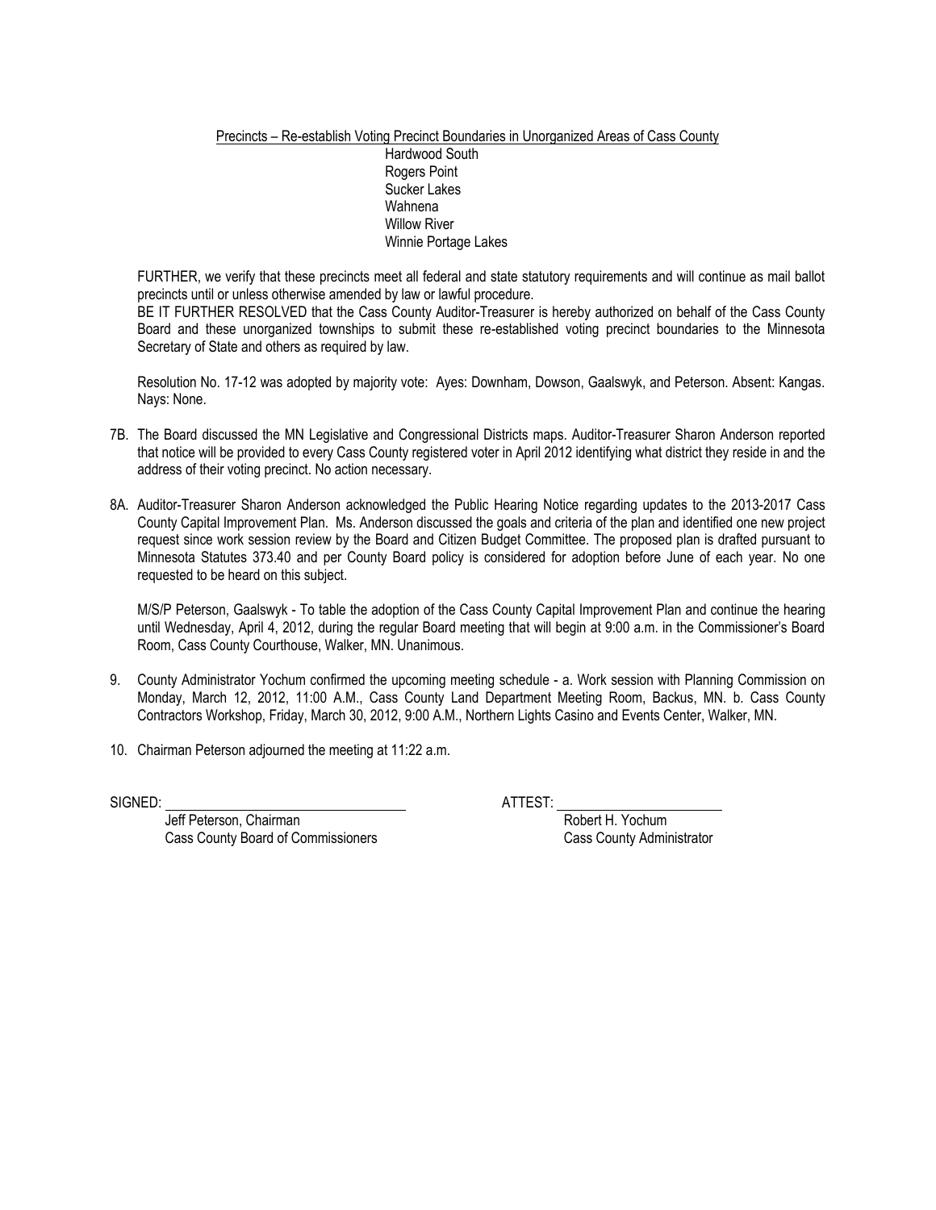Precincts – Re-establish Voting Precinct Boundaries in Unorganized Areas of Cass County

Hardwood South
Rogers Point
Sucker Lakes
Wahnena
Willow River
Winnie Portage Lakes

FURTHER, we verify that these precincts meet all federal and state statutory requirements and will continue as mail ballot precincts until or unless otherwise amended by law or lawful procedure.
BE IT FURTHER RESOLVED that the Cass County Auditor-Treasurer is hereby authorized on behalf of the Cass County Board and these unorganized townships to submit these re-established voting precinct boundaries to the Minnesota Secretary of State and others as required by law.

Resolution No. 17-12 was adopted by majority vote: Ayes: Downham, Dowson, Gaalswyk, and Peterson. Absent: Kangas. Nays: None.

7B. The Board discussed the MN Legislative and Congressional Districts maps. Auditor-Treasurer Sharon Anderson reported that notice will be provided to every Cass County registered voter in April 2012 identifying what district they reside in and the address of their voting precinct. No action necessary.

8A. Auditor-Treasurer Sharon Anderson acknowledged the Public Hearing Notice regarding updates to the 2013-2017 Cass County Capital Improvement Plan. Ms. Anderson discussed the goals and criteria of the plan and identified one new project request since work session review by the Board and Citizen Budget Committee. The proposed plan is drafted pursuant to Minnesota Statutes 373.40 and per County Board policy is considered for adoption before June of each year. No one requested to be heard on this subject.

M/S/P Peterson, Gaalswyk - To table the adoption of the Cass County Capital Improvement Plan and continue the hearing until Wednesday, April 4, 2012, during the regular Board meeting that will begin at 9:00 a.m. in the Commissioner's Board Room, Cass County Courthouse, Walker, MN. Unanimous.

9. County Administrator Yochum confirmed the upcoming meeting schedule - a. Work session with Planning Commission on Monday, March 12, 2012, 11:00 A.M., Cass County Land Department Meeting Room, Backus, MN. b. Cass County Contractors Workshop, Friday, March 30, 2012, 9:00 A.M., Northern Lights Casino and Events Center, Walker, MN.

10. Chairman Peterson adjourned the meeting at 11:22 a.m.

SIGNED: ______________________________
Jeff Peterson, Chairman
Cass County Board of Commissioners

ATTEST: ______________________
Robert H. Yochum
Cass County Administrator